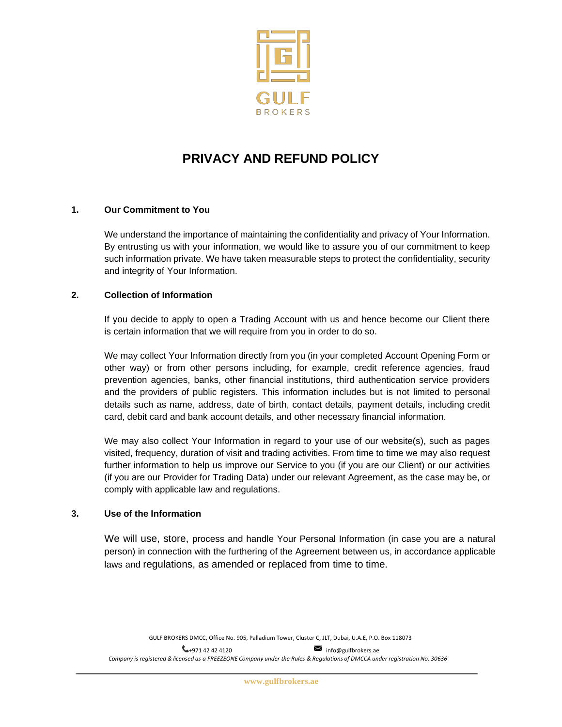GULF BROKERS

# PRIVACY AND REFUND POLICY

## 1. Our Commitment to You

We understand the importance of maintaining the confidentiality and privacy of Your Information. By entrusting us with your information, we would like to assure you of our commitment to keep such information private. We have taken measurable steps to protect the confidentiality, security and integrity of Your Information.

## 2. Collection of Information

If you decide to apply to open a Trading Account with us and hence become our Client there is certain information that we will require from you in order to do so.

We may collect Your Information directly from you (in your completed Account Opening Form or other way) or from other persons including, for example, credit reference agencies, fraud prevention agencies, banks, other financial institutions, third authentication service providers and the providers of public registers. This information includes but is not limited to personal details such as name, address, date of birth, contact details, payment details, including credit card, debit card and bank account details, and other necessary financial information.

We may also collect Your Information in regard to your use of our website(s), such as pages visited, frequency, duration of visit and trading activities. From time to time we may also request further information to help us improve our Service to you (if you are our Client) or our activities (if you are our Provider for Trading Data) under our relevant Agreement, as the case may be, or comply with applicable law and regulations.

## 3. Use of the Information

We will use, store, process and handle Your Personal Information (in case you are a natural person) in connection with the furthering of the Agreement between us, in accordance applicable laws and regulations, as amended or replaced from time to time.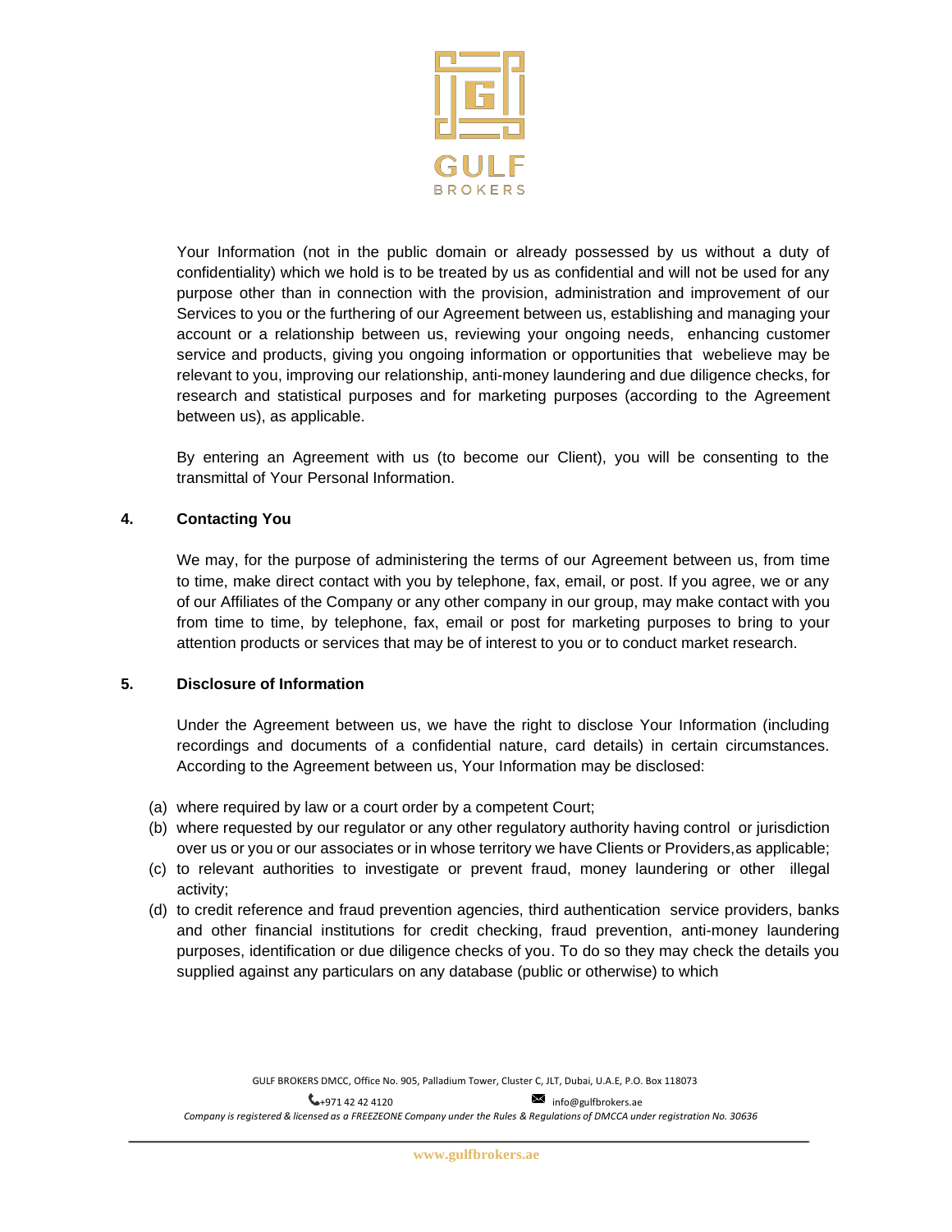Your Information (not in the public domain or already possessed by us without a duty of confidentiality) which we hold is to be treated by us as confidential and will not be used for any purpose other than in connection with the provision, administration and improvement of our Services to you or the furthering of our Agreement between us, establishing and managing your account or a relationship between us, reviewing your ongoing needs, enhancing customer service and products, giving you ongoing information or opportunities that webelieve may be relevant to you, improving our relationship, anti-money laundering and due diligence checks, for research and statistical purposes and for marketing purposes (according to the Agreement between us), as applicable.

By entering an Agreement with us (to become our Client), you will be consenting to the transmittal of Your Personal Information.

## 4. Contacting You

We may, for the purpose of administering the terms of our Agreement between us, from time to time, make direct contact with you by telephone, fax, email, or post. If you agree, we or any of our Affiliates of the Company or any other company in our group, may make contact with you from time to time, by telephone, fax, email or post for marketing purposes to bring to your attention products or services that may be of interest to you or to conduct market research.

## 5. Disclosure of Information

Under the Agreement between us, we have the right to disclose Your Information (including recordings and documents of a confidential nature, card details) in certain circumstances. According to the Agreement between us, Your Information may be disclosed:

(a) where required by law or a court order by a competent Court;

(b) where requested by our regulator or any other regulatory authority having control or jurisdiction over us or you or our associates or in whose territory we have Clients or Providers,as applicable;

(c) to relevant authorities to investigate or prevent fraud, money laundering or other illegal activity;

(d) to credit reference and fraud prevention agencies, third authentication service providers, banks and other financial institutions for credit checking, fraud prevention, anti-money laundering purposes, identification or due diligence checks of you. To do so they may check the details you supplied against any particulars on any database (public or otherwise) to which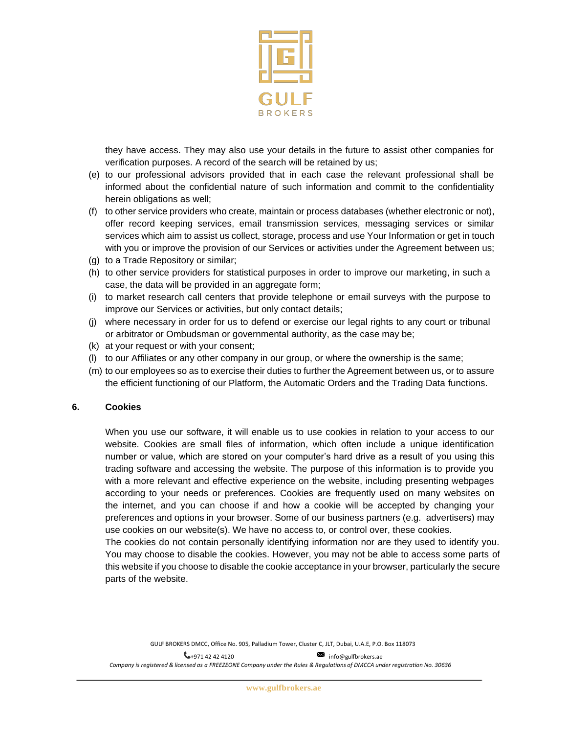they have access. They may also use your details in the future to assist other companies for verification purposes. A record of the search will be retained by us;

(e) to our professional advisors provided that in each case the relevant professional shall be informed about the confidential nature of such information and commit to the confidentiality herein obligations as well;

(f) to other service providers who create, maintain or process databases (whether electronic or not), offer record keeping services, email transmission services, messaging services or similar services which aim to assist us collect, storage, process and use Your Information or get in touch with you or improve the provision of our Services or activities under the Agreement between us;

(g) to a Trade Repository or similar;

(h) to other service providers for statistical purposes in order to improve our marketing, in such a case, the data will be provided in an aggregate form;

(i) to market research call centers that provide telephone or email surveys with the purpose to improve our Services or activities, but only contact details;

(j) where necessary in order for us to defend or exercise our legal rights to any court or tribunal or arbitrator or Ombudsman or governmental authority, as the case may be;

(k) at your request or with your consent;

(l) to our Affiliates or any other company in our group, or where the ownership is the same;

(m) to our employees so as to exercise their duties to further the Agreement between us, or to assure the efficient functioning of our Platform, the Automatic Orders and the Trading Data functions.

## 6. Cookies

When you use our software, it will enable us to use cookies in relation to your access to our website. Cookies are small files of information, which often include a unique identification number or value, which are stored on your computer's hard drive as a result of you using this trading software and accessing the website. The purpose of this information is to provide you with a more relevant and effective experience on the website, including presenting webpages according to your needs or preferences. Cookies are frequently used on many websites on the internet, and you can choose if and how a cookie will be accepted by changing your preferences and options in your browser. Some of our business partners (e.g. advertisers) may use cookies on our website(s). We have no access to, or control over, these cookies.

The cookies do not contain personally identifying information nor are they used to identify you. You may choose to disable the cookies. However, you may not be able to access some parts of this website if you choose to disable the cookie acceptance in your browser, particularly the secure parts of the website.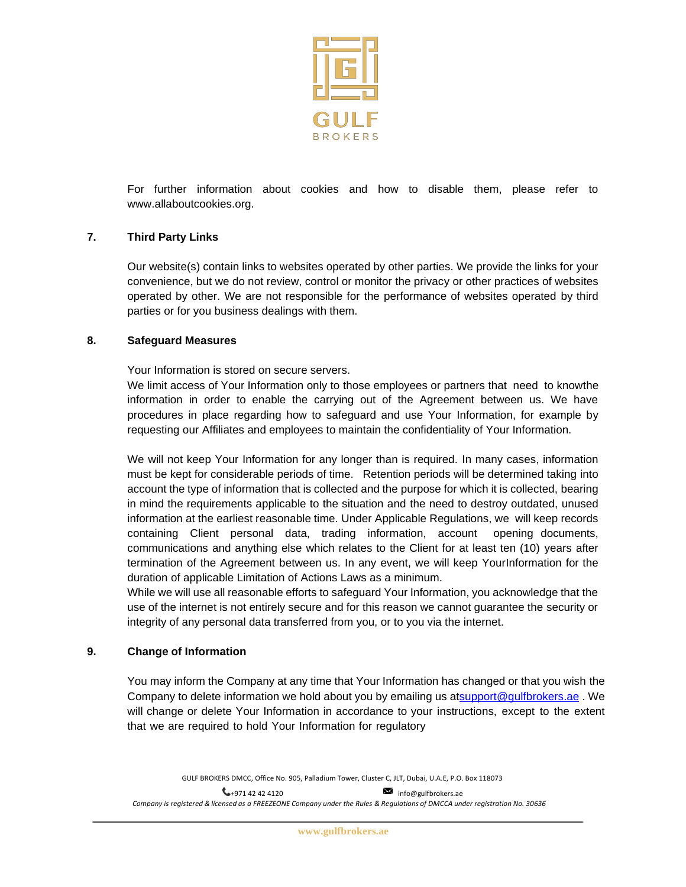For further information about cookies and how to disable them, please refer to www.allaboutcookies.org.

## 7. Third Party Links

Our website(s) contain links to websites operated by other parties. We provide the links for your convenience, but we do not review, control or monitor the privacy or other practices of websites operated by other. We are not responsible for the performance of websites operated by third parties or for you business dealings with them.

## 8. Safeguard Measures

Your Information is stored on secure servers.
We limit access of Your Information only to those employees or partners that need to knowthe information in order to enable the carrying out of the Agreement between us. We have procedures in place regarding how to safeguard and use Your Information, for example by requesting our Affiliates and employees to maintain the confidentiality of Your Information.

We will not keep Your Information for any longer than is required. In many cases, information must be kept for considerable periods of time. Retention periods will be determined taking into account the type of information that is collected and the purpose for which it is collected, bearing in mind the requirements applicable to the situation and the need to destroy outdated, unused information at the earliest reasonable time. Under Applicable Regulations, we will keep records containing Client personal data, trading information, account opening documents, communications and anything else which relates to the Client for at least ten (10) years after termination of the Agreement between us. In any event, we will keep YourInformation for the duration of applicable Limitation of Actions Laws as a minimum.
While we will use all reasonable efforts to safeguard Your Information, you acknowledge that the use of the internet is not entirely secure and for this reason we cannot guarantee the security or integrity of any personal data transferred from you, or to you via the internet.

## 9. Change of Information

You may inform the Company at any time that Your Information has changed or that you wish the Company to delete information we hold about you by emailing us atsupport@gulfbrokers.ae . We will change or delete Your Information in accordance to your instructions, except to the extent that we are required to hold Your Information for regulatory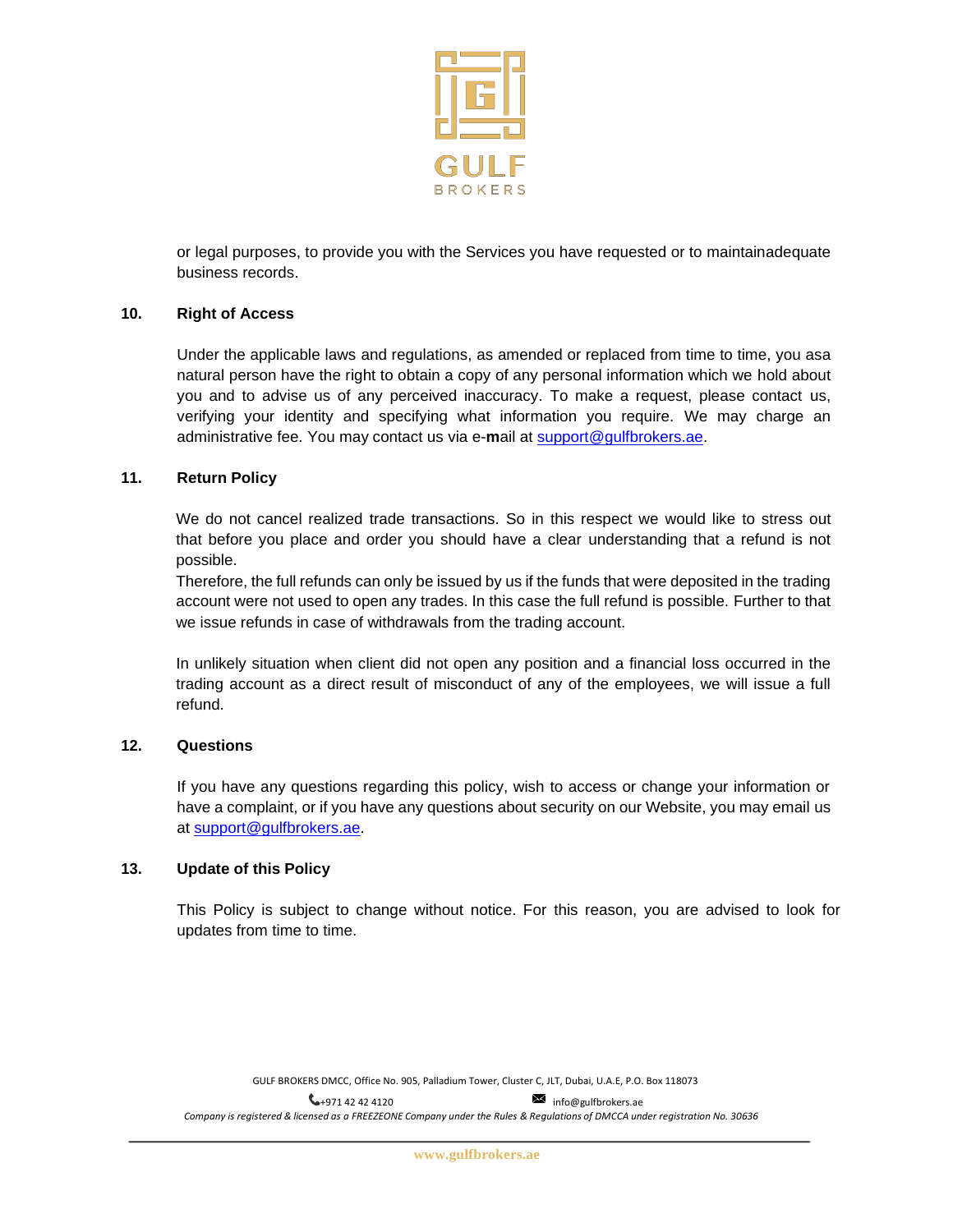or legal purposes, to provide you with the Services you have requested or to maintainadequate business records.

## 10. Right of Access

Under the applicable laws and regulations, as amended or replaced from time to time, you asa natural person have the right to obtain a copy of any personal information which we hold about you and to advise us of any perceived inaccuracy. To make a request, please contact us, verifying your identity and specifying what information you require. We may charge an administrative fee. You may contact us via e-**m**ail at support@gulfbrokers.ae.

## 11. Return Policy

We do not cancel realized trade transactions. So in this respect we would like to stress out that before you place and order you should have a clear understanding that a refund is not possible.
Therefore, the full refunds can only be issued by us if the funds that were deposited in the trading account were not used to open any trades. In this case the full refund is possible. Further to that we issue refunds in case of withdrawals from the trading account.

In unlikely situation when client did not open any position and a financial loss occurred in the trading account as a direct result of misconduct of any of the employees, we will issue a full refund.

## 12. Questions

If you have any questions regarding this policy, wish to access or change your information or have a complaint, or if you have questions about security on our Website, you may email us at support@gulfbrokers.ae.

## 13. Update of this Policy

This Policy is subject to change without notice. For this reason, you are advised to look for updates from time to time.